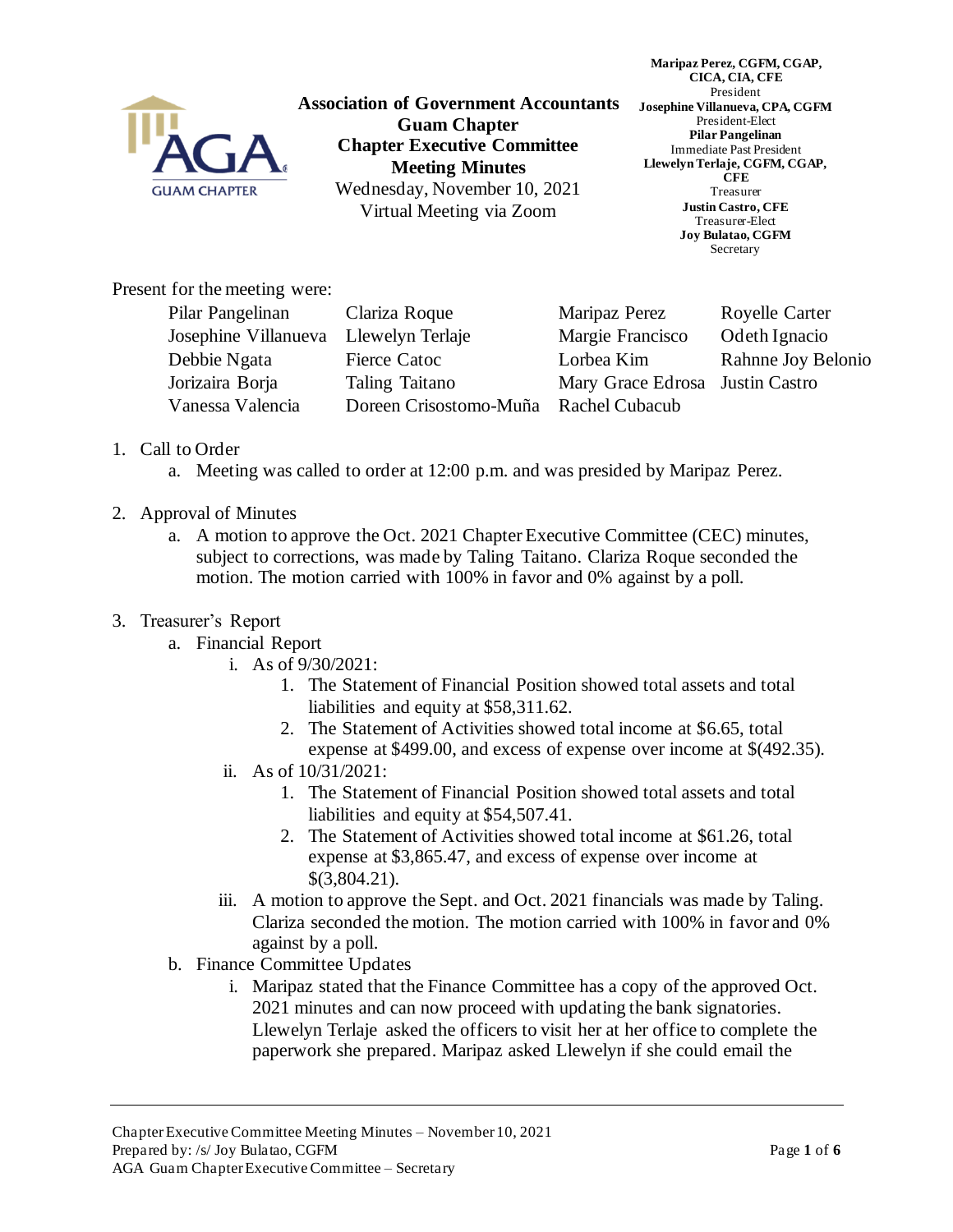**Association of Government Accountants**
**Guam Chapter**
**Chapter Executive Committee**
**Meeting Minutes**
Wednesday, November 10, 2021
Virtual Meeting via Zoom

**Maripaz Perez, CGFM, CGAP, CICA, CIA, CFE**
President
**Josephine Villanueva, CPA, CGFM**
President-Elect
**Pilar Pangelinan**
Immediate Past President
**Llewelyn Terlaje, CGFM, CGAP, CFE**
Treasurer
**Justin Castro, CFE**
Treasurer-Elect
**Joy Bulatao, CGFM**
Secretary

Present for the meeting were:

| | | | |
|---|---|---|---|
| Pilar Pangelinan | Clariza Roque | Maripaz Perez | Royelle Carter |
| Josephine Villanueva | Llewelyn Terlaje | Margie Francisco | Odeth Ignacio |
| Debbie Ngata | Fierce Catoc | Lorbea Kim | Rahnne Joy Belonio |
| Jorizaira Borja | Taling Taitano | Mary Grace Edrosa | Justin Castro |
| Vanessa Valencia | Doreen Crisostomo-Muña | Rachel Cubacub | |

1. Call to Order
   a. Meeting was called to order at 12:00 p.m. and was presided by Maripaz Perez.

2. Approval of Minutes
   a. A motion to approve the Oct. 2021 Chapter Executive Committee (CEC) minutes, subject to corrections, was made by Taling Taitano. Clariza Roque seconded the motion. The motion carried with 100% in favor and 0% against by a poll.

3. Treasurer's Report
   a. Financial Report
      i. As of 9/30/2021:
         1. The Statement of Financial Position showed total assets and total liabilities and equity at $58,311.62.
         2. The Statement of Activities showed total income at $6.65, total expense at $499.00, and excess of expense over income at $(492.35).
      ii. As of 10/31/2021:
         1. The Statement of Financial Position showed total assets and total liabilities and equity at $54,507.41.
         2. The Statement of Activities showed total income at $61.26, total expense at $3,865.47, and excess of expense over income at $(3,804.21).
      iii. A motion to approve the Sept. and Oct. 2021 financials was made by Taling. Clariza seconded the motion. The motion carried with 100% in favor and 0% against by a poll.
   b. Finance Committee Updates
      i. Maripaz stated that the Finance Committee has a copy of the approved Oct. 2021 minutes and can now proceed with updating the bank signatories. Llewelyn Terlaje asked the officers to visit her at her office to complete the paperwork she prepared. Maripaz asked Llewelyn if she could email the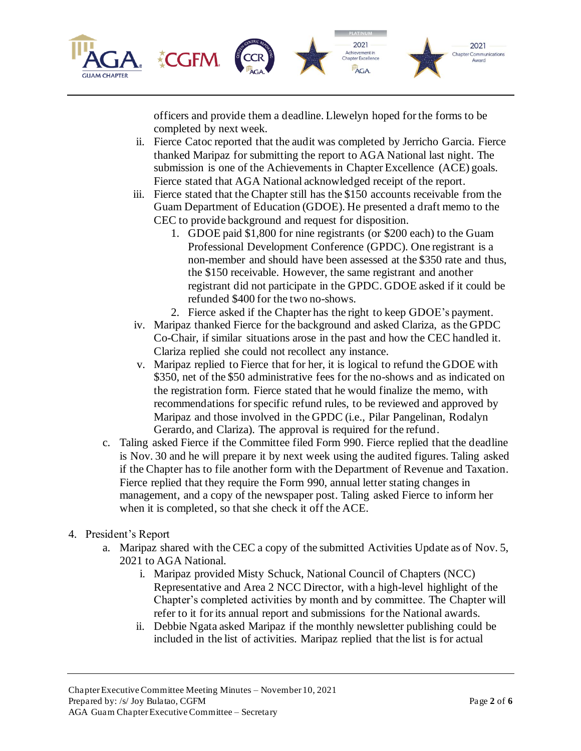officers and provide them a deadline. Llewelyn hoped for the forms to be completed by next week.

ii. Fierce Catoc reported that the audit was completed by Jerricho Garcia. Fierce thanked Maripaz for submitting the report to AGA National last night. The submission is one of the Achievements in Chapter Excellence (ACE) goals. Fierce stated that AGA National acknowledged receipt of the report.

iii. Fierce stated that the Chapter still has the $150 accounts receivable from the Guam Department of Education (GDOE). He presented a draft memo to the CEC to provide background and request for disposition.

1. GDOE paid $1,800 for nine registrants (or $200 each) to the Guam Professional Development Conference (GPDC). One registrant is a non-member and should have been assessed at the $350 rate and thus, the $150 receivable. However, the same registrant and another registrant did not participate in the GPDC. GDOE asked if it could be refunded $400 for the two no-shows.
2. Fierce asked if the Chapter has the right to keep GDOE's payment.

iv. Maripaz thanked Fierce for the background and asked Clariza, as the GPDC Co-Chair, if similar situations arose in the past and how the CEC handled it. Clariza replied she could not recollect any instance.

v. Maripaz replied to Fierce that for her, it is logical to refund the GDOE with $350, net of the $50 administrative fees for the no-shows and as indicated on the registration form. Fierce stated that he would finalize the memo, with recommendations for specific refund rules, to be reviewed and approved by Maripaz and those involved in the GPDC (i.e., Pilar Pangelinan, Rodalyn Gerardo, and Clariza). The approval is required for the refund.

c. Taling asked Fierce if the Committee filed Form 990. Fierce replied that the deadline is Nov. 30 and he will prepare it by next week using the audited figures. Taling asked if the Chapter has to file another form with the Department of Revenue and Taxation. Fierce replied that they require the Form 990, annual letter stating changes in management, and a copy of the newspaper post. Taling asked Fierce to inform her when it is completed, so that she check it off the ACE.

4. President's Report
   a. Maripaz shared with the CEC a copy of the submitted Activities Update as of Nov. 5, 2021 to AGA National.
      i. Maripaz provided Misty Schuck, National Council of Chapters (NCC) Representative and Area 2 NCC Director, with a high-level highlight of the Chapter's completed activities by month and by committee. The Chapter will refer to it for its annual report and submissions for the National awards.
      ii. Debbie Ngata asked Maripaz if the monthly newsletter publishing could be included in the list of activities. Maripaz replied that the list is for actual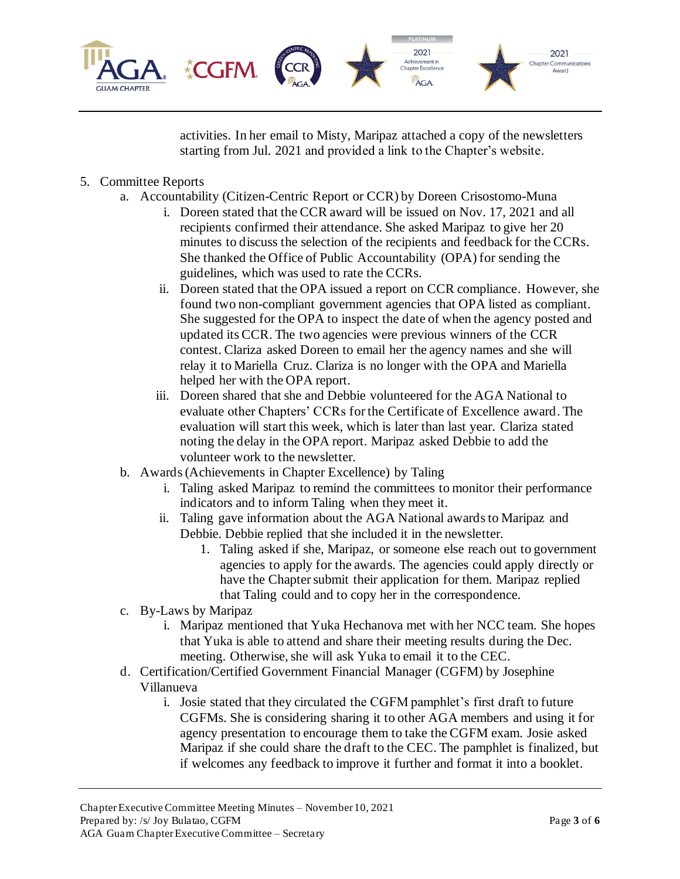activities. In her email to Misty, Maripaz attached a copy of the newsletters starting from Jul. 2021 and provided a link to the Chapter's website.

5. Committee Reports
   a. Accountability (Citizen-Centric Report or CCR) by Doreen Crisostomo-Muna
      i. Doreen stated that the CCR award will be issued on Nov. 17, 2021 and all recipients confirmed their attendance. She asked Maripaz to give her 20 minutes to discuss the selection of the recipients and feedback for the CCRs. She thanked the Office of Public Accountability (OPA) for sending the guidelines, which was used to rate the CCRs.
      ii. Doreen stated that the OPA issued a report on CCR compliance. However, she found two non-compliant government agencies that OPA listed as compliant. She suggested for the OPA to inspect the date of when the agency posted and updated its CCR. The two agencies were previous winners of the CCR contest. Clariza asked Doreen to email her the agency names and she will relay it to Mariella Cruz. Clariza is no longer with the OPA and Mariella helped her with the OPA report.
      iii. Doreen shared that she and Debbie volunteered for the AGA National to evaluate other Chapters' CCRs for the Certificate of Excellence award. The evaluation will start this week, which is later than last year. Clariza stated noting the delay in the OPA report. Maripaz asked Debbie to add the volunteer work to the newsletter.
   b. Awards (Achievements in Chapter Excellence) by Taling
      i. Taling asked Maripaz to remind the committees to monitor their performance indicators and to inform Taling when they meet it.
      ii. Taling gave information about the AGA National awards to Maripaz and Debbie. Debbie replied that she included it in the newsletter.
         1. Taling asked if she, Maripaz, or someone else reach out to government agencies to apply for the awards. The agencies could apply directly or have the Chapter submit their application for them. Maripaz replied that Taling could and to copy her in the correspondence.
   c. By-Laws by Maripaz
      i. Maripaz mentioned that Yuka Hechanova met with her NCC team. She hopes that Yuka is able to attend and share their meeting results during the Dec. meeting. Otherwise, she will ask Yuka to email it to the CEC.
   d. Certification/Certified Government Financial Manager (CGFM) by Josephine Villanueva
      i. Josie stated that they circulated the CGFM pamphlet's first draft to future CGFMs. She is considering sharing it to other AGA members and using it for agency presentation to encourage them to take the CGFM exam. Josie asked Maripaz if she could share the draft to the CEC. The pamphlet is finalized, but if welcomes any feedback to improve it further and format it into a booklet.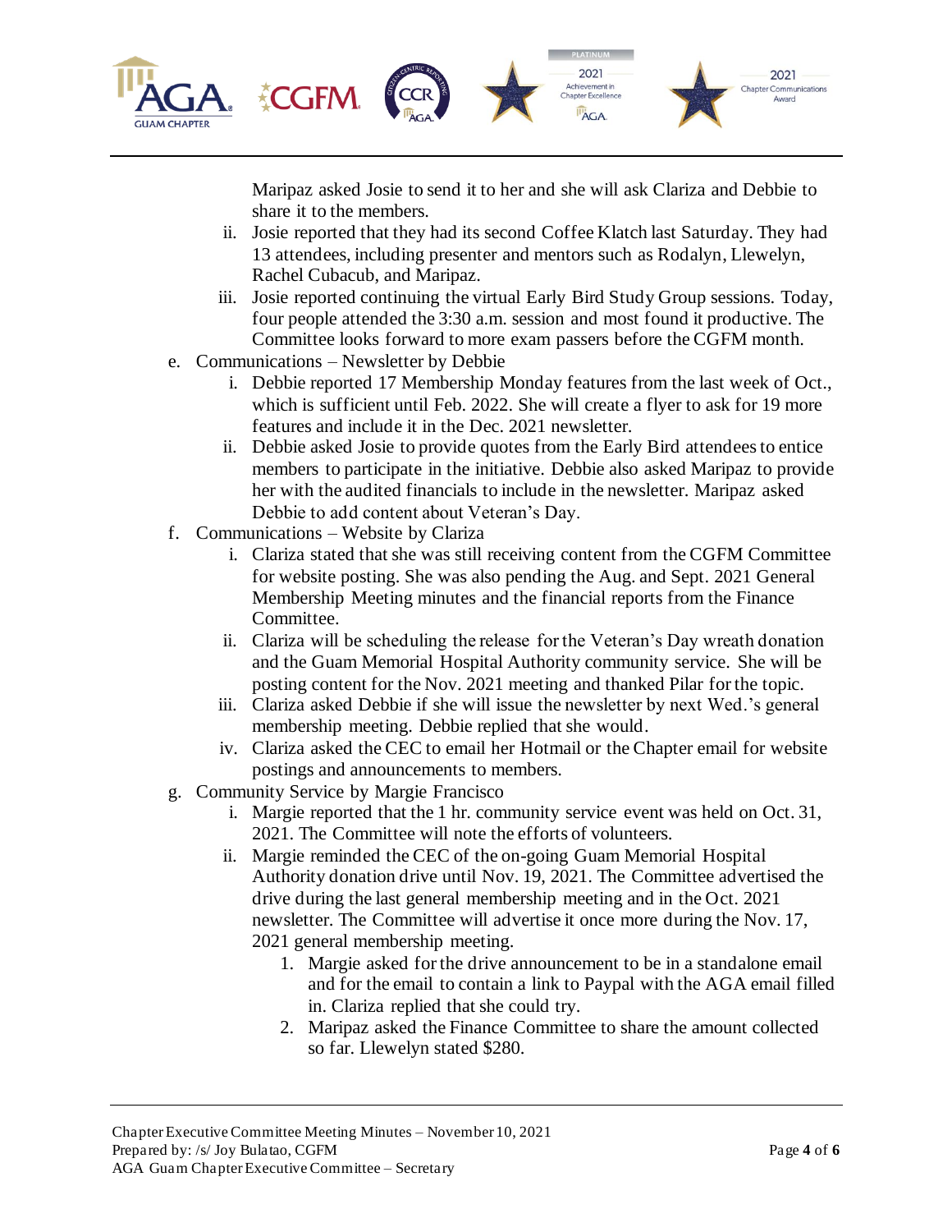Maripaz asked Josie to send it to her and she will ask Clariza and Debbie to share it to the members.

   ii. Josie reported that they had its second Coffee Klatch last Saturday. They had 13 attendees, including presenter and mentors such as Rodalyn, Llewelyn, Rachel Cubacub, and Maripaz.

   iii. Josie reported continuing the virtual Early Bird Study Group sessions. Today, four people attended the 3:30 a.m. session and most found it productive. The Committee looks forward to more exam passers before the CGFM month.

e. Communications – Newsletter by Debbie

   i. Debbie reported 17 Membership Monday features from the last week of Oct., which is sufficient until Feb. 2022. She will create a flyer to ask for 19 more features and include it in the Dec. 2021 newsletter.

   ii. Debbie asked Josie to provide quotes from the Early Bird attendees to entice members to participate in the initiative. Debbie also asked Maripaz to provide her with the audited financials to include in the newsletter. Maripaz asked Debbie to add content about Veteran's Day.

f. Communications – Website by Clariza

   i. Clariza stated that she was still receiving content from the CGFM Committee for website posting. She was also pending the Aug. and Sept. 2021 General Membership Meeting minutes and the financial reports from the Finance Committee.

   ii. Clariza will be scheduling the release for the Veteran's Day wreath donation and the Guam Memorial Hospital Authority community service. She will be posting content for the Nov. 2021 meeting and thanked Pilar for the topic.

   iii. Clariza asked Debbie if she will issue the newsletter by next Wed.'s general membership meeting. Debbie replied that she would.

   iv. Clariza asked the CEC to email her Hotmail or the Chapter email for website postings and announcements to members.

g. Community Service by Margie Francisco

   i. Margie reported that the 1 hr. community service event was held on Oct. 31, 2021. The Committee will note the efforts of volunteers.

   ii. Margie reminded the CEC of the on-going Guam Memorial Hospital Authority donation drive until Nov. 19, 2021. The Committee advertised the drive during the last general membership meeting and in the Oct. 2021 newsletter. The Committee will advertise it once more during the Nov. 17, 2021 general membership meeting.

      1. Margie asked for the drive announcement to be in a standalone email and for the email to contain a link to Paypal with the AGA email filled in. Clariza replied that she could try.

      2. Maripaz asked the Finance Committee to share the amount collected so far. Llewelyn stated $280.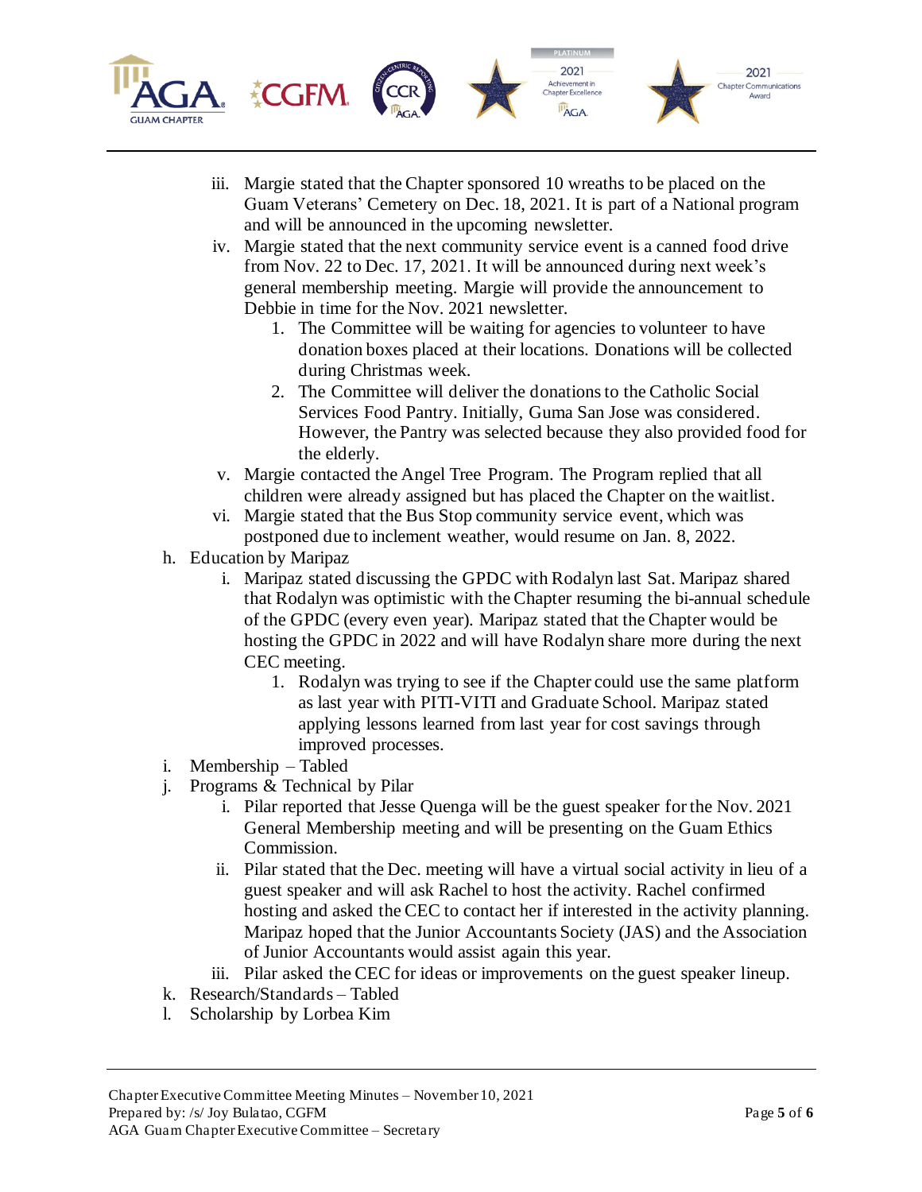iii. Margie stated that the Chapter sponsored 10 wreaths to be placed on the Guam Veterans' Cemetery on Dec. 18, 2021. It is part of a National program and will be announced in the upcoming newsletter.
   iv. Margie stated that the next community service event is a canned food drive from Nov. 22 to Dec. 17, 2021. It will be announced during next week's general membership meeting. Margie will provide the announcement to Debbie in time for the Nov. 2021 newsletter.
      1. The Committee will be waiting for agencies to volunteer to have donation boxes placed at their locations. Donations will be collected during Christmas week.
      2. The Committee will deliver the donations to the Catholic Social Services Food Pantry. Initially, Guma San Jose was considered. However, the Pantry was selected because they also provided food for the elderly.
   v. Margie contacted the Angel Tree Program. The Program replied that all children were already assigned but has placed the Chapter on the waitlist.
   vi. Margie stated that the Bus Stop community service event, which was postponed due to inclement weather, would resume on Jan. 8, 2022.

h. Education by Maripaz
   i. Maripaz stated discussing the GPDC with Rodalyn last Sat. Maripaz shared that Rodalyn was optimistic with the Chapter resuming the bi-annual schedule of the GPDC (every even year). Maripaz stated that the Chapter would be hosting the GPDC in 2022 and will have Rodalyn share more during the next CEC meeting.
      1. Rodalyn was trying to see if the Chapter could use the same platform as last year with PITI-VITI and Graduate School. Maripaz stated applying lessons learned from last year for cost savings through improved processes.

i. Membership – Tabled

j. Programs & Technical by Pilar
   i. Pilar reported that Jesse Quenga will be the guest speaker for the Nov. 2021 General Membership meeting and will be presenting on the Guam Ethics Commission.
   ii. Pilar stated that the Dec. meeting will have a virtual social activity in lieu of a guest speaker and will ask Rachel to host the activity. Rachel confirmed hosting and asked the CEC to contact her if interested in the activity planning. Maripaz hoped that the Junior Accountants Society (JAS) and the Association of Junior Accountants would assist again this year.
   iii. Pilar asked the CEC for ideas or improvements on the guest speaker lineup.

k. Research/Standards – Tabled

l. Scholarship by Lorbea Kim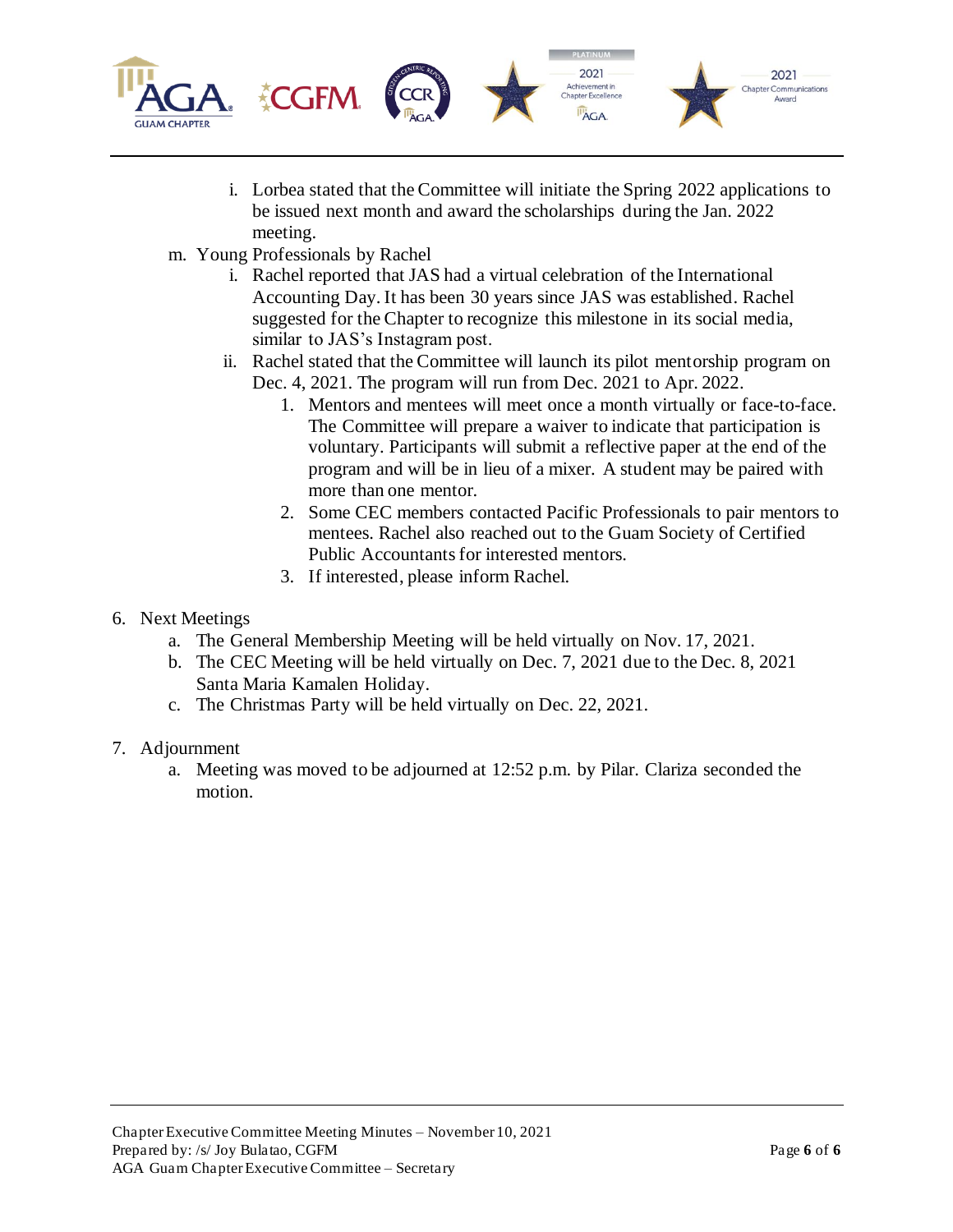i. Lorbea stated that the Committee will initiate the Spring 2022 applications to be issued next month and award the scholarships during the Jan. 2022 meeting.

m. Young Professionals by Rachel

   i. Rachel reported that JAS had a virtual celebration of the International Accounting Day. It has been 30 years since JAS was established. Rachel suggested for the Chapter to recognize this milestone in its social media, similar to JAS's Instagram post.

   ii. Rachel stated that the Committee will launch its pilot mentorship program on Dec. 4, 2021. The program will run from Dec. 2021 to Apr. 2022.

      1. Mentors and mentees will meet once a month virtually or face-to-face. The Committee will prepare a waiver to indicate that participation is voluntary. Participants will submit a reflective paper at the end of the program and will be in lieu of a mixer. A student may be paired with more than one mentor.
      2. Some CEC members contacted Pacific Professionals to pair mentors to mentees. Rachel also reached out to the Guam Society of Certified Public Accountants for interested mentors.
      3. If interested, please inform Rachel.

6. Next Meetings

   a. The General Membership Meeting will be held virtually on Nov. 17, 2021.
   b. The CEC Meeting will be held virtually on Dec. 7, 2021 due to the Dec. 8, 2021 Santa Maria Kamalen Holiday.
   c. The Christmas Party will be held virtually on Dec. 22, 2021.

7. Adjournment

   a. Meeting was moved to be adjourned at 12:52 p.m. by Pilar. Clariza seconded the motion.

Chapter Executive Committee Meeting Minutes – November 10, 2021
Prepared by: /s/ Joy Bulatao, CGFM
AGA Guam Chapter Executive Committee – Secretary